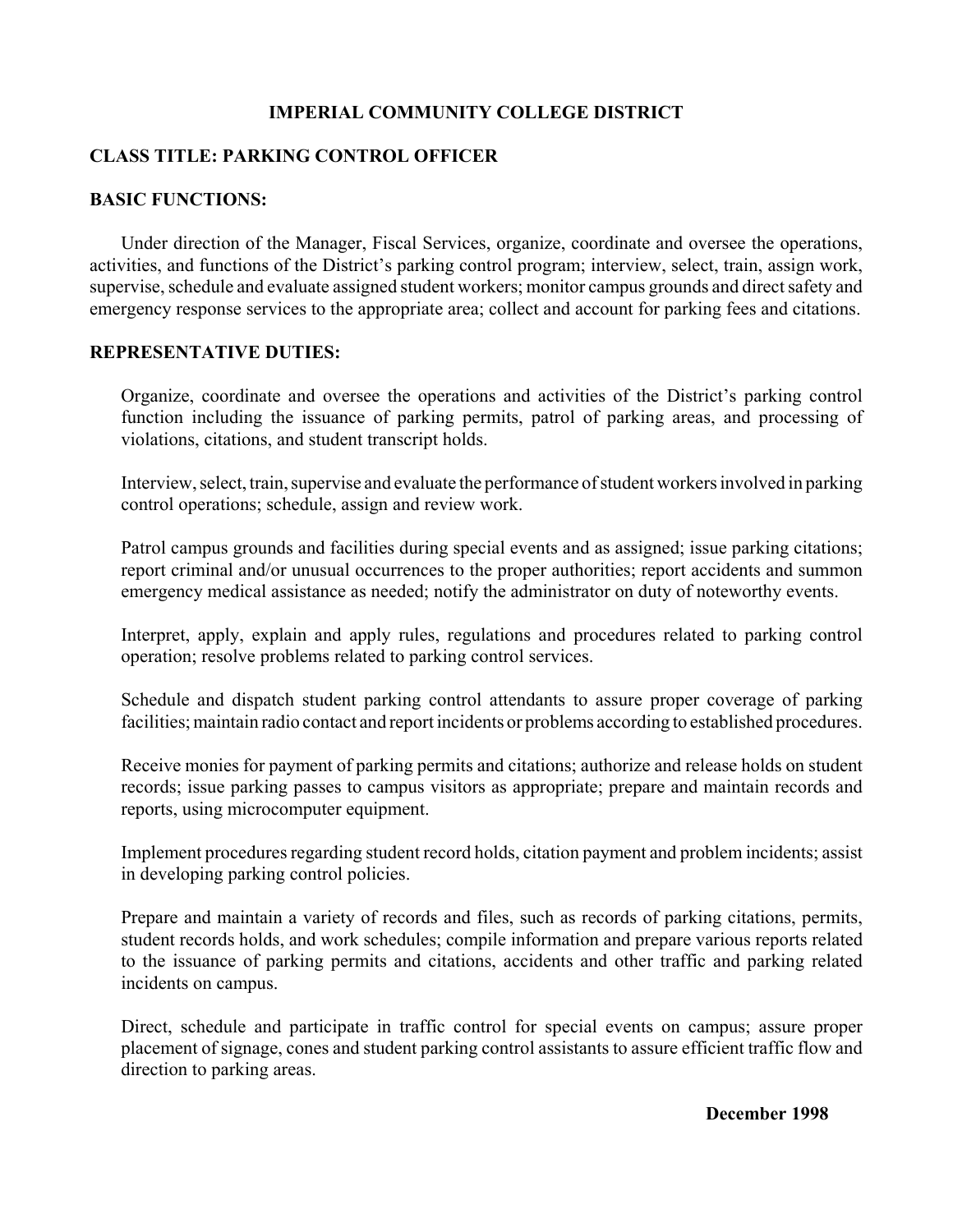# IMPERIAL COMMUNITY COLLEGE DISTRICT

## CLASS TITLE: PARKING CONTROL OFFICER

## BASIC FUNCTIONS:

Under direction of the Manager, Fiscal Services, organize, coordinate and oversee the operations, activities, and functions of the District's parking control program; interview, select, train, assign work, supervise, schedule and evaluate assigned student workers; monitor campus grounds and direct safety and emergency response services to the appropriate area; collect and account for parking fees and citations.

## REPRESENTATIVE DUTIES:

Organize, coordinate and oversee the operations and activities of the District's parking control function including the issuance of parking permits, patrol of parking areas, and processing of violations, citations, and student transcript holds.

Interview, select, train, supervise and evaluate the performance of student workers involved in parking control operations; schedule, assign and review work.

Patrol campus grounds and facilities during special events and as assigned; issue parking citations; report criminal and/or unusual occurrences to the proper authorities; report accidents and summon emergency medical assistance as needed; notify the administrator on duty of noteworthy events.

Interpret, apply, explain and apply rules, regulations and procedures related to parking control operation; resolve problems related to parking control services.

Schedule and dispatch student parking control attendants to assure proper coverage of parking facilities; maintain radio contact and report incidents or problems according to established procedures.

Receive monies for payment of parking permits and citations; authorize and release holds on student records; issue parking passes to campus visitors as appropriate; prepare and maintain records and reports, using microcomputer equipment.

Implement procedures regarding student record holds, citation payment and problem incidents; assist in developing parking control policies.

Prepare and maintain a variety of records and files, such as records of parking citations, permits, student records holds, and work schedules; compile information and prepare various reports related to the issuance of parking permits and citations, accidents and other traffic and parking related incidents on campus.

Direct, schedule and participate in traffic control for special events on campus; assure proper placement of signage, cones and student parking control assistants to assure efficient traffic flow and direction to parking areas.

**December 1998**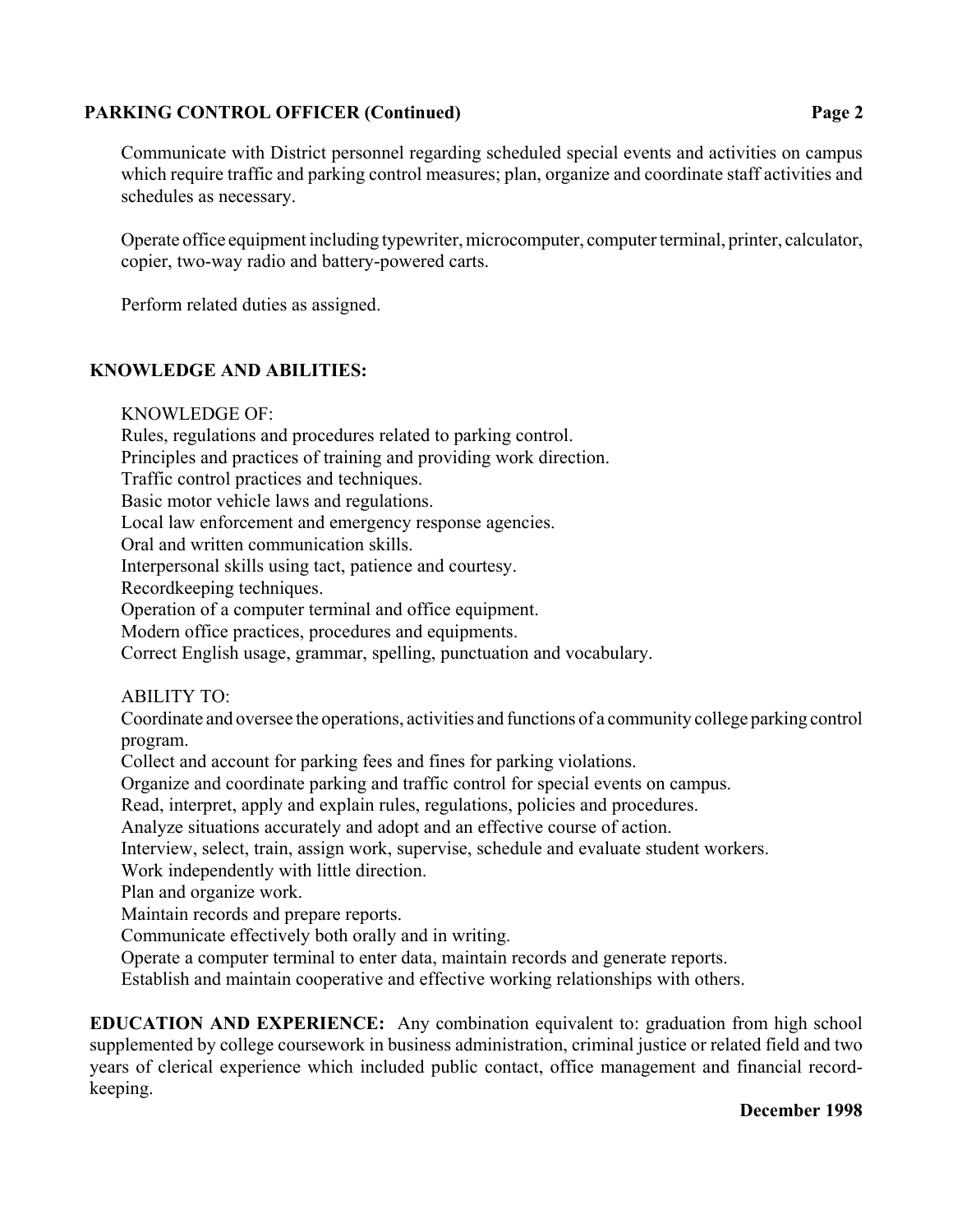Communicate with District personnel regarding scheduled special events and activities on campus which require traffic and parking control measures; plan, organize and coordinate staff activities and schedules as necessary.

Operate office equipment including typewriter, microcomputer, computer terminal, printer, calculator, copier, two-way radio and battery-powered carts.

Perform related duties as assigned.

## KNOWLEDGE AND ABILITIES:

KNOWLEDGE OF:
Rules, regulations and procedures related to parking control.
Principles and practices of training and providing work direction.
Traffic control practices and techniques.
Basic motor vehicle laws and regulations.
Local law enforcement and emergency response agencies.
Oral and written communication skills.
Interpersonal skills using tact, patience and courtesy.
Recordkeeping techniques.
Operation of a computer terminal and office equipment.
Modern office practices, procedures and equipments.
Correct English usage, grammar, spelling, punctuation and vocabulary.

ABILITY TO:
Coordinate and oversee the operations, activities and functions of a community college parking control program.
Collect and account for parking fees and fines for parking violations.
Organize and coordinate parking and traffic control for special events on campus.
Read, interpret, apply and explain rules, regulations, policies and procedures.
Analyze situations accurately and adopt and an effective course of action.
Interview, select, train, assign work, supervise, schedule and evaluate student workers.
Work independently with little direction.
Plan and organize work.
Maintain records and prepare reports.
Communicate effectively both orally and in writing.
Operate a computer terminal to enter data, maintain records and generate reports.
Establish and maintain cooperative and effective working relationships with others.

**EDUCATION AND EXPERIENCE:** Any combination equivalent to: graduation from high school supplemented by college coursework in business administration, criminal justice or related field and two years of clerical experience which included public contact, office management and financial record-keeping.

**December 1998**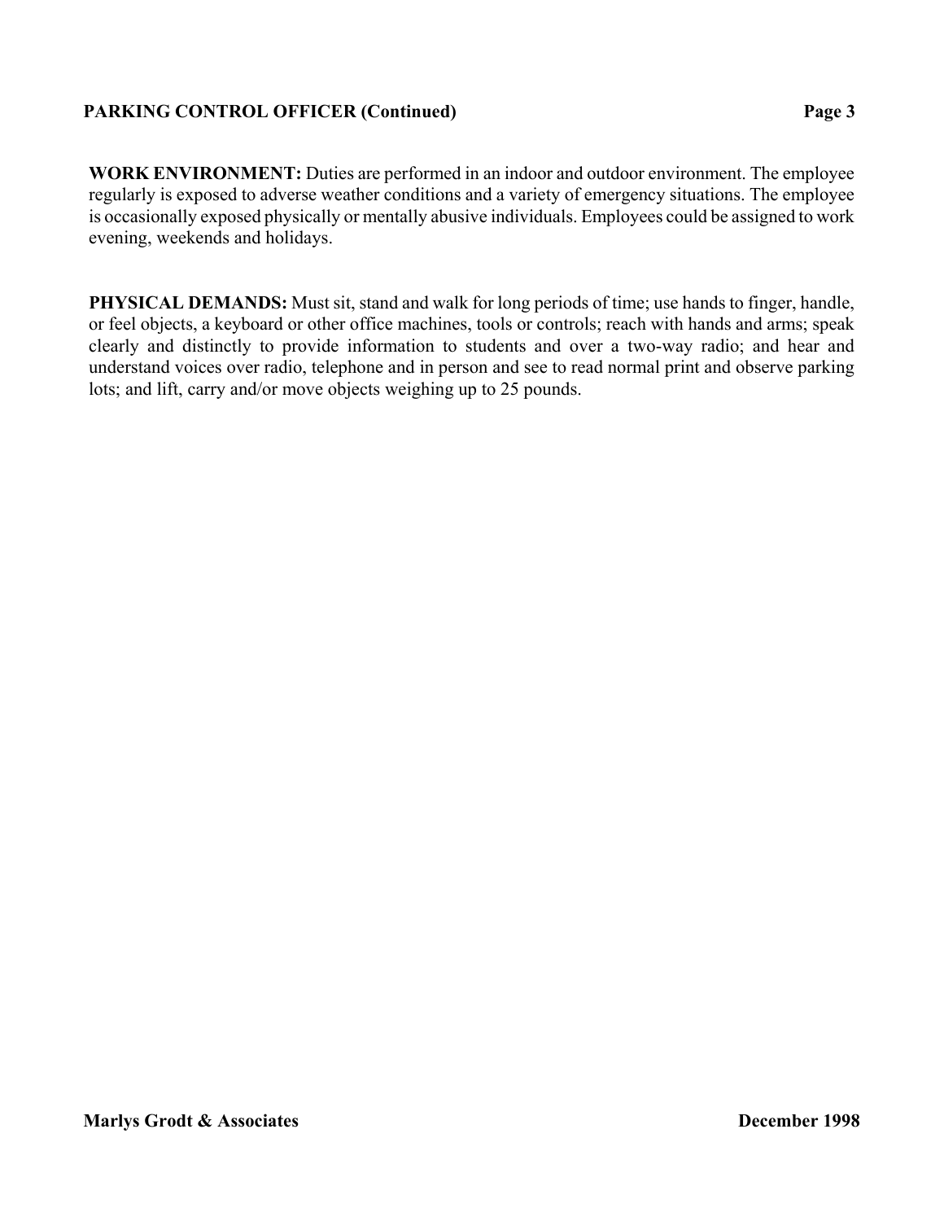**WORK ENVIRONMENT:** Duties are performed in an indoor and outdoor environment. The employee regularly is exposed to adverse weather conditions and a variety of emergency situations. The employee is occasionally exposed physically or mentally abusive individuals. Employees could be assigned to work evening, weekends and holidays.

**PHYSICAL DEMANDS:** Must sit, stand and walk for long periods of time; use hands to finger, handle, or feel objects, a keyboard or other office machines, tools or controls; reach with hands and arms; speak clearly and distinctly to provide information to students and over a two-way radio; and hear and understand voices over radio, telephone and in person and see to read normal print and observe parking lots; and lift, carry and/or move objects weighing up to 25 pounds.